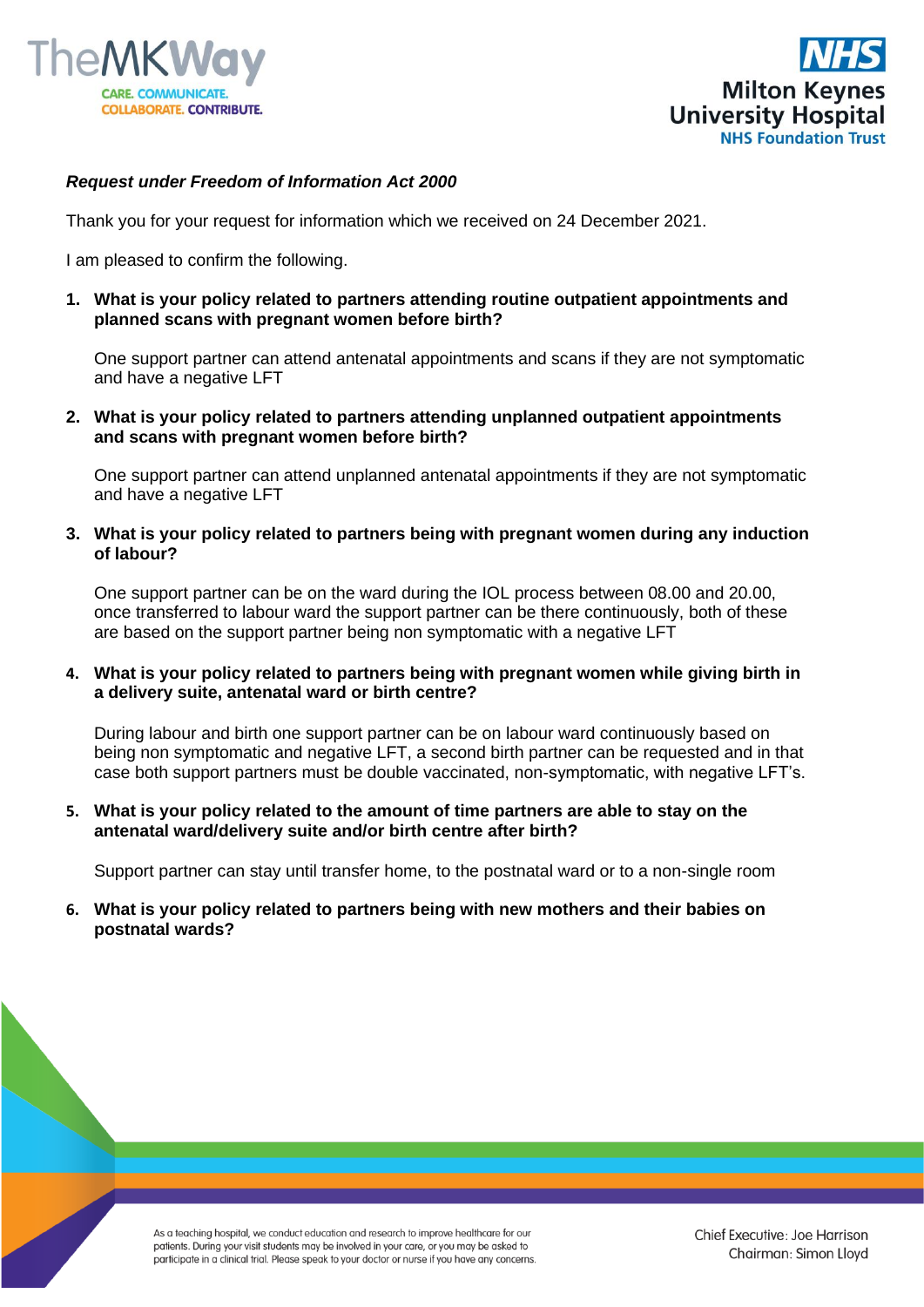*Request under Freedom of Information Act 2000*

Thank you for your request for information which we received on 24 December 2021.

I am pleased to confirm the following.

1. **What is your policy related to partners attending routine outpatient appointments and planned scans with pregnant women before birth?**

   One support partner can attend antenatal appointments and scans if they are not symptomatic and have a negative LFT

2. **What is your policy related to partners attending unplanned outpatient appointments and scans with pregnant women before birth?**

   One support partner can attend unplanned antenatal appointments if they are not symptomatic and have a negative LFT

3. **What is your policy related to partners being with pregnant women during any induction of labour?**

   One support partner can be on the ward during the IOL process between 08.00 and 20.00, once transferred to labour ward the support partner can be there continuously, both of these are based on the support partner being non symptomatic with a negative LFT

4. **What is your policy related to partners being with pregnant women while giving birth in a delivery suite, antenatal ward or birth centre?**

   During labour and birth one support partner can be on labour ward continuously based on being non symptomatic and negative LFT, a second birth partner can be requested and in that case both support partners must be double vaccinated, non-symptomatic, with negative LFT's.

5. **What is your policy related to the amount of time partners are able to stay on the antenatal ward/delivery suite and/or birth centre after birth?**

   Support partner can stay until transfer home, to the postnatal ward or to a non-single room

6. **What is your policy related to partners being with new mothers and their babies on postnatal wards?**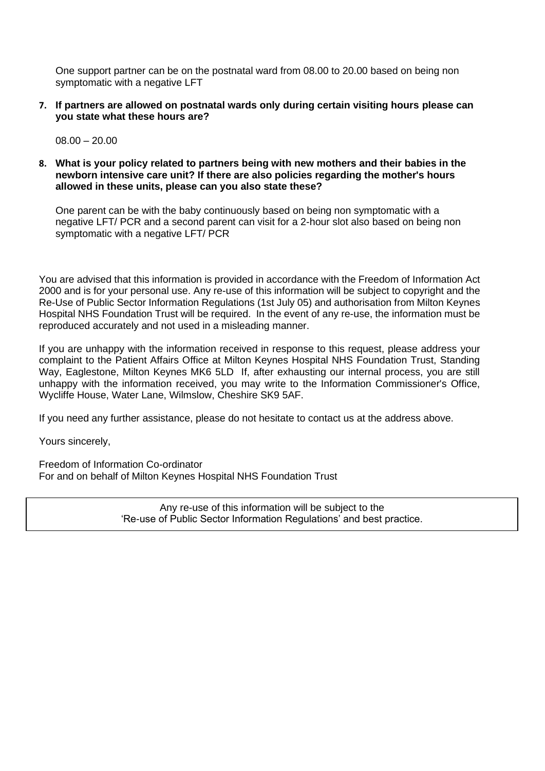One support partner can be on the postnatal ward from 08.00 to 20.00 based on being non symptomatic with a negative LFT

7. **If partners are allowed on postnatal wards only during certain visiting hours please can you state what these hours are?**

   08.00 – 20.00

8. **What is your policy related to partners being with new mothers and their babies in the newborn intensive care unit? If there are also policies regarding the mother's hours allowed in these units, please can you also state these?**

   One parent can be with the baby continuously based on being non symptomatic with a negative LFT/ PCR and a second parent can visit for a 2-hour slot also based on being non symptomatic with a negative LFT/ PCR

You are advised that this information is provided in accordance with the Freedom of Information Act 2000 and is for your personal use. Any re-use of this information will be subject to copyright and the Re-Use of Public Sector Information Regulations (1st July 05) and authorisation from Milton Keynes Hospital NHS Foundation Trust will be required. In the event of any re-use, the information must be reproduced accurately and not used in a misleading manner.

If you are unhappy with the information received in response to this request, please address your complaint to the Patient Affairs Office at Milton Keynes Hospital NHS Foundation Trust, Standing Way, Eaglestone, Milton Keynes MK6 5LD If, after exhausting our internal process, you are still unhappy with the information received, you may write to the Information Commissioner's Office, Wycliffe House, Water Lane, Wilmslow, Cheshire SK9 5AF.

If you need any further assistance, please do not hesitate to contact us at the address above.

Yours sincerely,

Freedom of Information Co-ordinator
For and on behalf of Milton Keynes Hospital NHS Foundation Trust

Any re-use of this information will be subject to the 'Re-use of Public Sector Information Regulations' and best practice.